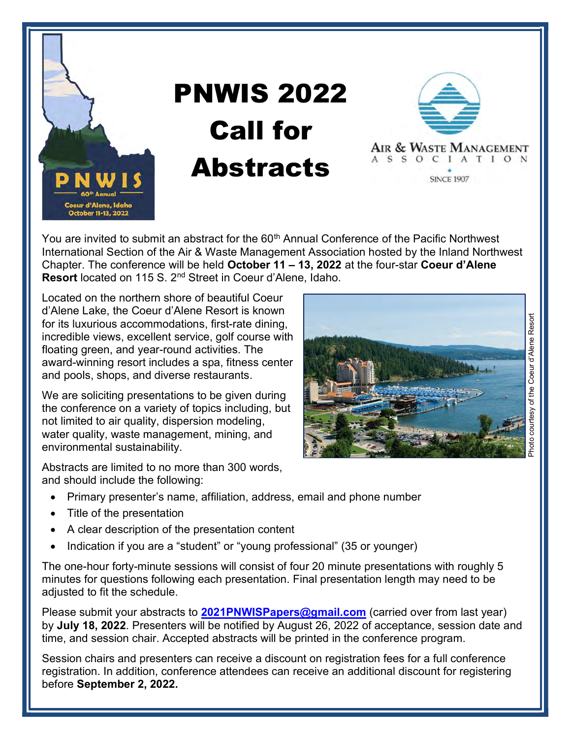# PNWIS 2022 Call for Abstracts

PNWIS 60th Annual Coeur d'Alene, Idaho October 11-13, 2022

Air & Waste Management Association SINCE 1907

You are invited to submit an abstract for the 60th Annual Conference of the Pacific Northwest International Section of the Air & Waste Management Association hosted by the Inland Northwest Chapter. The conference will be held **October 11 – 13, 2022** at the four-star **Coeur d'Alene Resort** located on 115 S. 2nd Street in Coeur d'Alene, Idaho.

Located on the northern shore of beautiful Coeur d'Alene Lake, the Coeur d'Alene Resort is known for its luxurious accommodations, first-rate dining, incredible views, excellent service, golf course with floating green, and year-round activities. The award-winning resort includes a spa, fitness center and pools, shops, and diverse restaurants.

Photo courtesy of the Coeur d'Alene Resort

We are soliciting presentations to be given during the conference on a variety of topics including, but not limited to air quality, dispersion modeling, water quality, waste management, mining, and environmental sustainability.

Abstracts are limited to no more than 300 words, and should include the following:

- Primary presenter's name, affiliation, address, email and phone number
- Title of the presentation
- A clear description of the presentation content
- Indication if you are a "student" or "young professional" (35 or younger)

The one-hour forty-minute sessions will consist of four 20 minute presentations with roughly 5 minutes for questions following each presentation. Final presentation length may need to be adjusted to fit the schedule.

Please submit your abstracts to **2021PNWISPapers@gmail.com** (carried over from last year) by **July 18, 2022**. Presenters will be notified by August 26, 2022 of acceptance, session date and time, and session chair. Accepted abstracts will be printed in the conference program.

Session chairs and presenters can receive a discount on registration fees for a full conference registration. In addition, conference attendees can receive an additional discount for registering before **September 2, 2022.**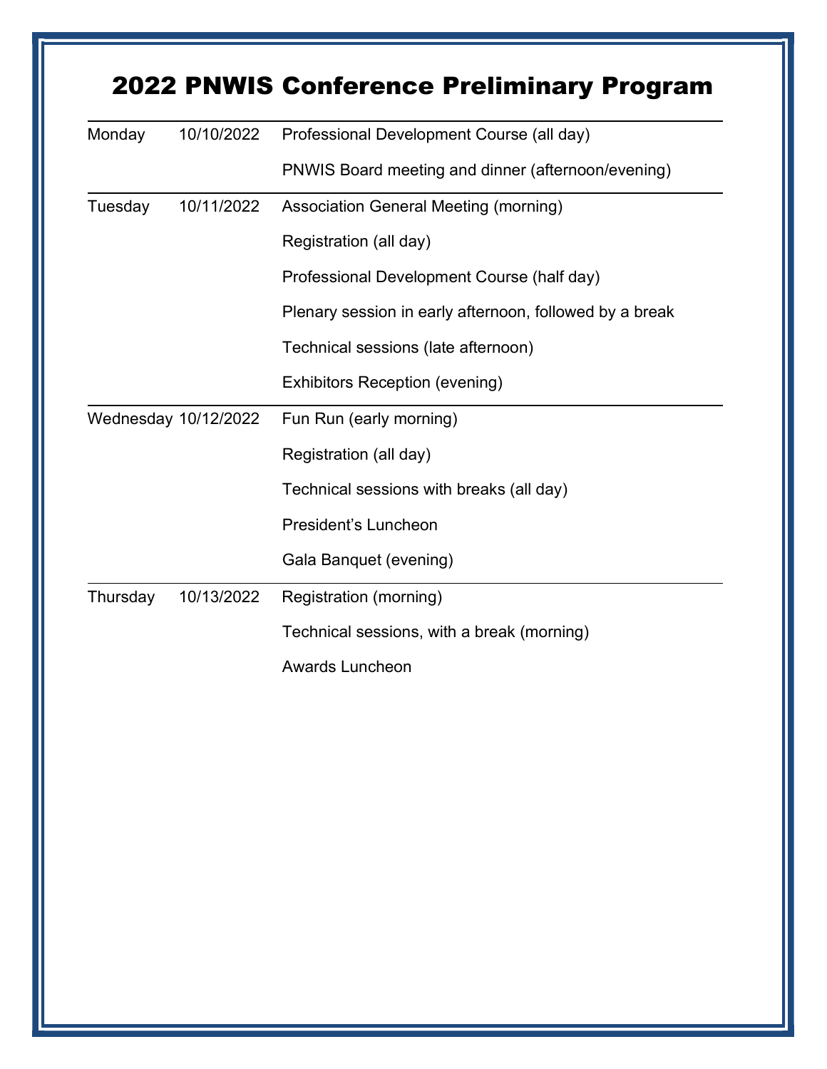# 2022 PNWIS Conference Preliminary Program

| | | |
|---|---|---|
| Monday | 10/10/2022 | Professional Development Course (all day) |
| | | PNWIS Board meeting and dinner (afternoon/evening) |
| Tuesday | 10/11/2022 | Association General Meeting (morning) |
| | | Registration (all day) |
| | | Professional Development Course (half day) |
| | | Plenary session in early afternoon, followed by a break |
| | | Technical sessions (late afternoon) |
| | | Exhibitors Reception (evening) |
| Wednesday | 10/12/2022 | Fun Run (early morning) |
| | | Registration (all day) |
| | | Technical sessions with breaks (all day) |
| | | President's Luncheon |
| | | Gala Banquet (evening) |
| Thursday | 10/13/2022 | Registration (morning) |
| | | Technical sessions, with a break (morning) |
| | | Awards Luncheon |